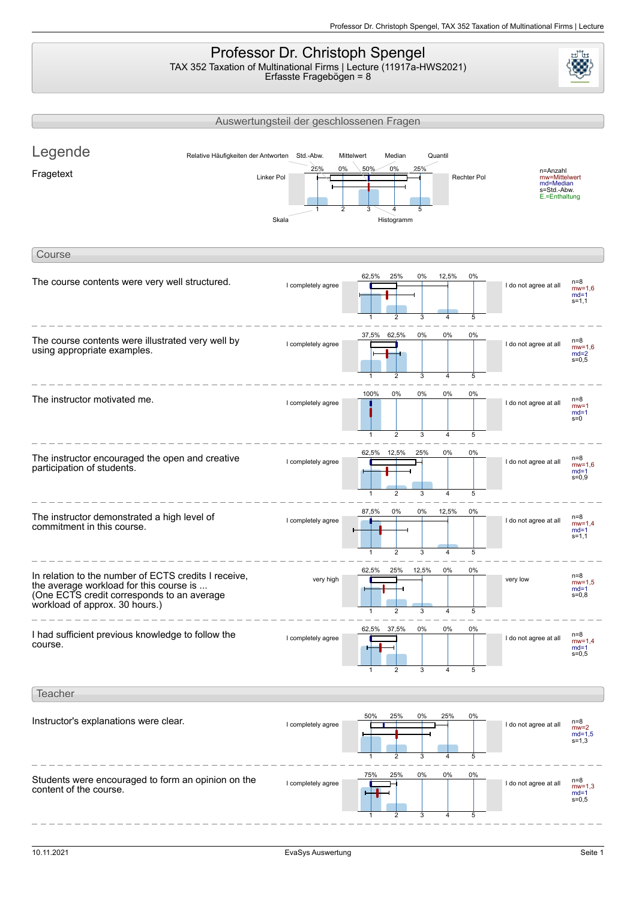# Professor Dr. Christoph Spengel

TAX 352 Taxation of Multinational Firms | Lecture (11917a-HWS2021)
Erfasste Fragebögen = 8

## Auswertungsteil der geschlossenen Fragen

### Legende

Fragetext

Relative Häufigkeiten der Antworten | Std.-Abw. | Mittelwert | Median | Quantil

Linker Pol | 25% 0% 50% 0% 25% | Rechter Pol

Skala 1 2 3 4 5 | Histogramm

n=Anzahl
mw=Mittelwert
md=Median
s=Std.-Abw.
E.=Enthaltung

## Course

| Question | Left pole | 1 | 2 | 3 | 4 | 5 | Right pole | Statistics |
|---|---|---|---|---|---|---|---|---|
| The course contents were very well structured. | I completely agree | 62,5% | 25% | 0% | 12,5% | 0% | I do not agree at all | n=8, mw=1,6, md=1, s=1,1 |
| The course contents were illustrated very well by using appropriate examples. | I completely agree | 37,5% | 62,5% | 0% | 0% | 0% | I do not agree at all | n=8, mw=1,6, md=2, s=0,5 |
| The instructor motivated me. | I completely agree | 100% | 0% | 0% | 0% | 0% | I do not agree at all | n=8, mw=1, md=1, s=0 |
| The instructor encouraged the open and creative participation of students. | I completely agree | 62,5% | 12,5% | 25% | 0% | 0% | I do not agree at all | n=8, mw=1,6, md=1, s=0,9 |
| The instructor demonstrated a high level of commitment in this course. | I completely agree | 87,5% | 0% | 0% | 12,5% | 0% | I do not agree at all | n=8, mw=1,4, md=1, s=1,1 |
| In relation to the number of ECTS credits I receive, the average workload for this course is ... (One ECTS credit corresponds to an average workload of approx. 30 hours.) | very high | 62,5% | 25% | 12,5% | 0% | 0% | very low | n=8, mw=1,5, md=1, s=0,8 |
| I had sufficient previous knowledge to follow the course. | I completely agree | 62,5% | 37,5% | 0% | 0% | 0% | I do not agree at all | n=8, mw=1,4, md=1, s=0,5 |

## Teacher

| Question | Left pole | 1 | 2 | 3 | 4 | 5 | Right pole | Statistics |
|---|---|---|---|---|---|---|---|---|
| Instructor's explanations were clear. | I completely agree | 50% | 25% | 0% | 25% | 0% | I do not agree at all | n=8, mw=2, md=1,5, s=1,3 |
| Students were encouraged to form an opinion on the content of the course. | I completely agree | 75% | 25% | 0% | 0% | 0% | I do not agree at all | n=8, mw=1,3, md=1, s=0,5 |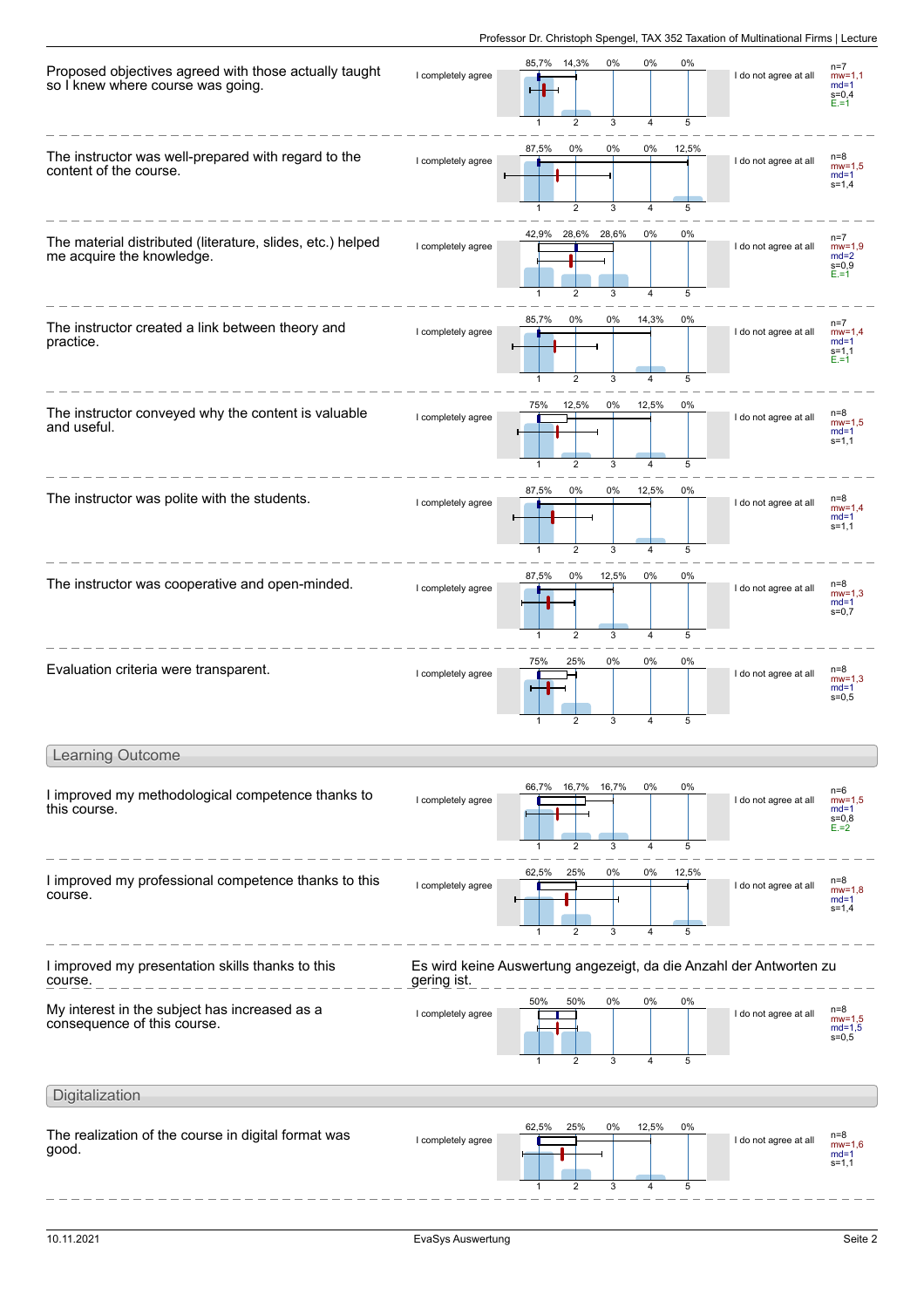Proposed objectives agreed with those actually taught so I knew where course was going.

| I completely agree | 1 | 2 | 3 | 4 | 5 | I do not agree at all | |
|---|---|---|---|---|---|---|---|
| | 85,7% | 14,3% | 0% | 0% | 0% | | n=7 mw=1,1 md=1 s=0,4 E.=1 |

The instructor was well-prepared with regard to the content of the course.

| I completely agree | 1 | 2 | 3 | 4 | 5 | I do not agree at all | |
|---|---|---|---|---|---|---|---|
| | 87,5% | 0% | 0% | 0% | 12,5% | | n=8 mw=1,5 md=1 s=1,4 |

The material distributed (literature, slides, etc.) helped me acquire the knowledge.

| I completely agree | 1 | 2 | 3 | 4 | 5 | I do not agree at all | |
|---|---|---|---|---|---|---|---|
| | 42,9% | 28,6% | 28,6% | 0% | 0% | | n=7 mw=1,9 md=2 s=0,9 E.=1 |

The instructor created a link between theory and practice.

| I completely agree | 1 | 2 | 3 | 4 | 5 | I do not agree at all | |
|---|---|---|---|---|---|---|---|
| | 85,7% | 0% | 0% | 14,3% | 0% | | n=7 mw=1,4 md=1 s=1,1 E.=1 |

The instructor conveyed why the content is valuable and useful.

| I completely agree | 1 | 2 | 3 | 4 | 5 | I do not agree at all | |
|---|---|---|---|---|---|---|---|
| | 75% | 12,5% | 0% | 12,5% | 0% | | n=8 mw=1,5 md=1 s=1,1 |

The instructor was polite with the students.

| I completely agree | 1 | 2 | 3 | 4 | 5 | I do not agree at all | |
|---|---|---|---|---|---|---|---|
| | 87,5% | 0% | 0% | 12,5% | 0% | | n=8 mw=1,4 md=1 s=1,1 |

The instructor was cooperative and open-minded.

| I completely agree | 1 | 2 | 3 | 4 | 5 | I do not agree at all | |
|---|---|---|---|---|---|---|---|
| | 87,5% | 0% | 12,5% | 0% | 0% | | n=8 mw=1,3 md=1 s=0,7 |

Evaluation criteria were transparent.

| I completely agree | 1 | 2 | 3 | 4 | 5 | I do not agree at all | |
|---|---|---|---|---|---|---|---|
| | 75% | 25% | 0% | 0% | 0% | | n=8 mw=1,3 md=1 s=0,5 |

## Learning Outcome

I improved my methodological competence thanks to this course.

| I completely agree | 1 | 2 | 3 | 4 | 5 | I do not agree at all | |
|---|---|---|---|---|---|---|---|
| | 66,7% | 16,7% | 16,7% | 0% | 0% | | n=6 mw=1,5 md=1 s=0,8 E.=2 |

I improved my professional competence thanks to this course.

| I completely agree | 1 | 2 | 3 | 4 | 5 | I do not agree at all | |
|---|---|---|---|---|---|---|---|
| | 62,5% | 25% | 0% | 0% | 12,5% | | n=8 mw=1,8 md=1 s=1,4 |

I improved my presentation skills thanks to this course.

Es wird keine Auswertung angezeigt, da die Anzahl der Antworten zu gering ist.

My interest in the subject has increased as a consequence of this course.

| I completely agree | 1 | 2 | 3 | 4 | 5 | I do not agree at all | |
|---|---|---|---|---|---|---|---|
| | 50% | 50% | 0% | 0% | 0% | | n=8 mw=1,5 md=1,5 s=0,5 |

## Digitalization

The realization of the course in digital format was good.

| I completely agree | 1 | 2 | 3 | 4 | 5 | I do not agree at all | |
|---|---|---|---|---|---|---|---|
| | 62,5% | 25% | 0% | 12,5% | 0% | | n=8 mw=1,6 md=1 s=1,1 |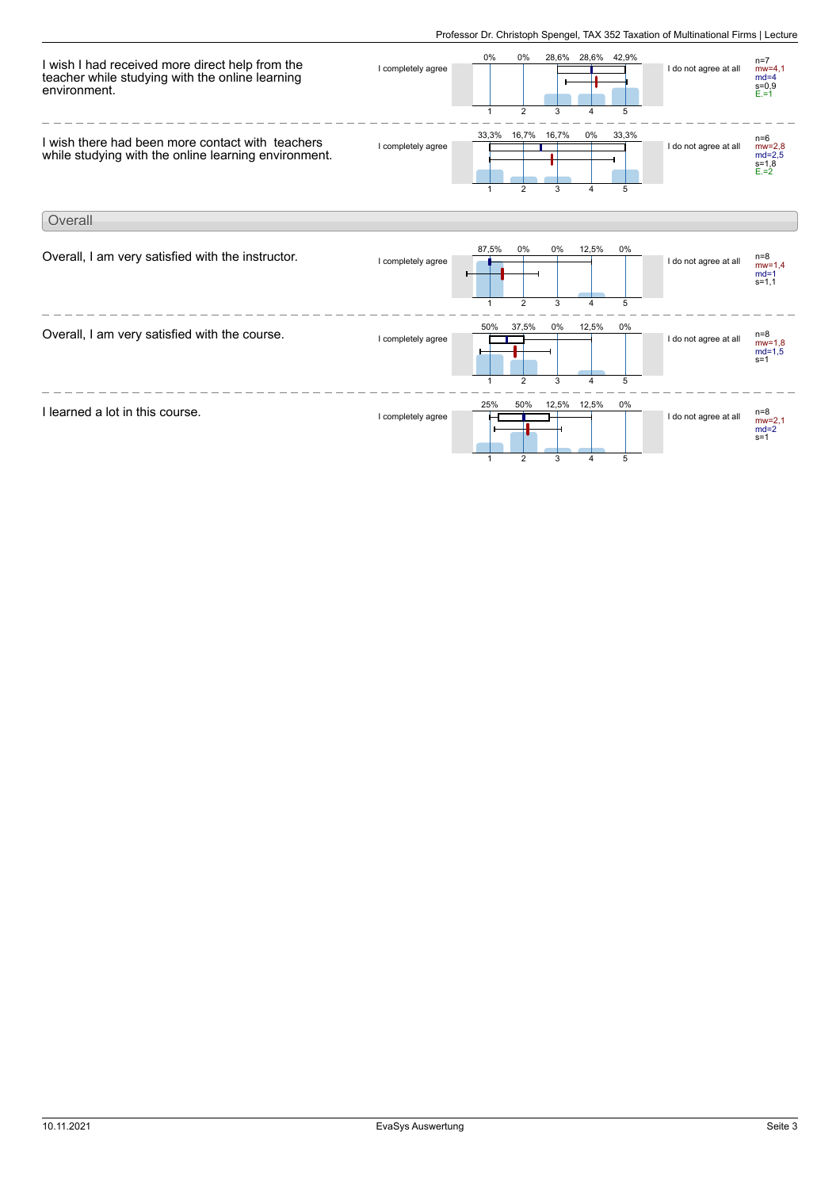| Question | Left pole | 1 | 2 | 3 | 4 | 5 | Right pole | Statistics |
|---|---|---|---|---|---|---|---|---|
| I wish I had received more direct help from the teacher while studying with the online learning environment. | I completely agree | 0% | 0% | 28,6% | 28,6% | 42,9% | I do not agree at all | n=7, mw=4,1, md=4, s=0,9, E.=1 |
| I wish there had been more contact with teachers while studying with the online learning environment. | I completely agree | 33,3% | 16,7% | 16,7% | 0% | 33,3% | I do not agree at all | n=6, mw=2,8, md=2,5, s=1,8, E.=2 |

## Overall

| Question | Left pole | 1 | 2 | 3 | 4 | 5 | Right pole | Statistics |
|---|---|---|---|---|---|---|---|---|
| Overall, I am very satisfied with the instructor. | I completely agree | 87,5% | 0% | 0% | 12,5% | 0% | I do not agree at all | n=8, mw=1,4, md=1, s=1,1 |
| Overall, I am very satisfied with the course. | I completely agree | 50% | 37,5% | 0% | 12,5% | 0% | I do not agree at all | n=8, mw=1,8, md=1,5, s=1 |
| I learned a lot in this course. | I completely agree | 25% | 50% | 12,5% | 12,5% | 0% | I do not agree at all | n=8, mw=2,1, md=2, s=1 |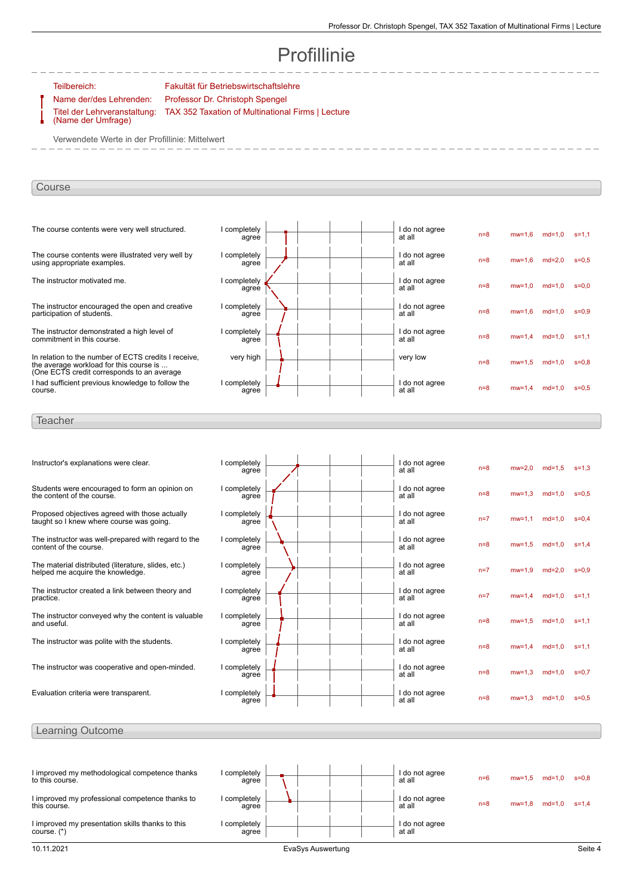# Profillinie

Teilbereich: Fakultät für Betriebswirtschaftslehre
Name der/des Lehrenden: Professor Dr. Christoph Spengel
Titel der Lehrveranstaltung: (Name der Umfrage) TAX 352 Taxation of Multinational Firms | Lecture

Verwendete Werte in der Profillinie: Mittelwert

## Course

| Item | Left pole | Right pole | n | mw | md | s |
|---|---|---|---|---|---|---|
| The course contents were very well structured. | I completely agree | I do not agree at all | n=8 | mw=1,6 | md=1,0 | s=1,1 |
| The course contents were illustrated very well by using appropriate examples. | I completely agree | I do not agree at all | n=8 | mw=1,6 | md=2,0 | s=0,5 |
| The instructor motivated me. | I completely agree | I do not agree at all | n=8 | mw=1,0 | md=1,0 | s=0,0 |
| The instructor encouraged the open and creative participation of students. | I completely agree | I do not agree at all | n=8 | mw=1,6 | md=1,0 | s=0,9 |
| The instructor demonstrated a high level of commitment in this course. | I completely agree | I do not agree at all | n=8 | mw=1,4 | md=1,0 | s=1,1 |
| In relation to the number of ECTS credits I receive, the average workload for this course is ... (One ECTS credit corresponds to an average | very high | very low | n=8 | mw=1,5 | md=1,0 | s=0,8 |
| I had sufficient previous knowledge to follow the course. | I completely agree | I do not agree at all | n=8 | mw=1,4 | md=1,0 | s=0,5 |

## Teacher

| Item | Left pole | Right pole | n | mw | md | s |
|---|---|---|---|---|---|---|
| Instructor's explanations were clear. | I completely agree | I do not agree at all | n=8 | mw=2,0 | md=1,5 | s=1,3 |
| Students were encouraged to form an opinion on the content of the course. | I completely agree | I do not agree at all | n=8 | mw=1,3 | md=1,0 | s=0,5 |
| Proposed objectives agreed with those actually taught so I knew where course was going. | I completely agree | I do not agree at all | n=7 | mw=1,1 | md=1,0 | s=0,4 |
| The instructor was well-prepared with regard to the content of the course. | I completely agree | I do not agree at all | n=8 | mw=1,5 | md=1,0 | s=1,4 |
| The material distributed (literature, slides, etc.) helped me acquire the knowledge. | I completely agree | I do not agree at all | n=7 | mw=1,9 | md=2,0 | s=0,9 |
| The instructor created a link between theory and practice. | I completely agree | I do not agree at all | n=7 | mw=1,4 | md=1,0 | s=1,1 |
| The instructor conveyed why the content is valuable and useful. | I completely agree | I do not agree at all | n=8 | mw=1,5 | md=1,0 | s=1,1 |
| The instructor was polite with the students. | I completely agree | I do not agree at all | n=8 | mw=1,4 | md=1,0 | s=1,1 |
| The instructor was cooperative and open-minded. | I completely agree | I do not agree at all | n=8 | mw=1,3 | md=1,0 | s=0,7 |
| Evaluation criteria were transparent. | I completely agree | I do not agree at all | n=8 | mw=1,3 | md=1,0 | s=0,5 |

## Learning Outcome

| Item | Left pole | Right pole | n | mw | md | s |
|---|---|---|---|---|---|---|
| I improved my methodological competence thanks to this course. | I completely agree | I do not agree at all | n=6 | mw=1,5 | md=1,0 | s=0,8 |
| I improved my professional competence thanks to this course. | I completely agree | I do not agree at all | n=8 | mw=1,8 | md=1,0 | s=1,4 |
| I improved my presentation skills thanks to this course. (*) | I completely agree | I do not agree at all | | | | |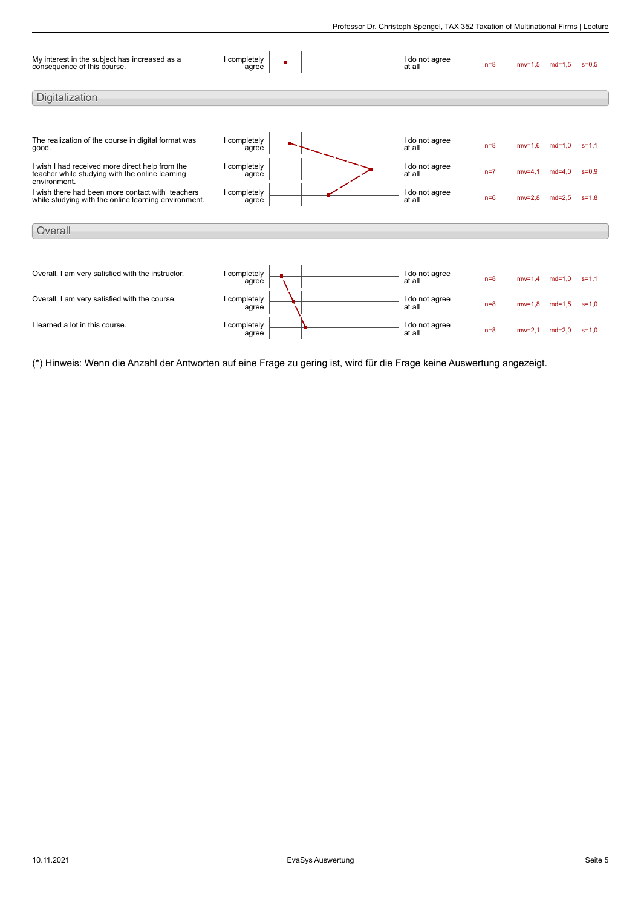My interest in the subject has increased as a consequence of this course.

I completely agree — I do not agree at all

n=8 mw=1,5 md=1,5 s=0,5

## Digitalization

The realization of the course in digital format was good.

I completely agree — I do not agree at all

n=8 mw=1,6 md=1,0 s=1,1

I wish I had received more direct help from the teacher while studying with the online learning environment.

I completely agree — I do not agree at all

n=7 mw=4,1 md=4,0 s=0,9

I wish there had been more contact with teachers while studying with the online learning environment.

I completely agree — I do not agree at all

n=6 mw=2,8 md=2,5 s=1,8

## Overall

Overall, I am very satisfied with the instructor.

I completely agree — I do not agree at all

n=8 mw=1,4 md=1,0 s=1,1

Overall, I am very satisfied with the course.

I completely agree — I do not agree at all

n=8 mw=1,8 md=1,5 s=1,0

I learned a lot in this course.

I completely agree — I do not agree at all

n=8 mw=2,1 md=2,0 s=1,0

(*) Hinweis: Wenn die Anzahl der Antworten auf eine Frage zu gering ist, wird für die Frage keine Auswertung angezeigt.